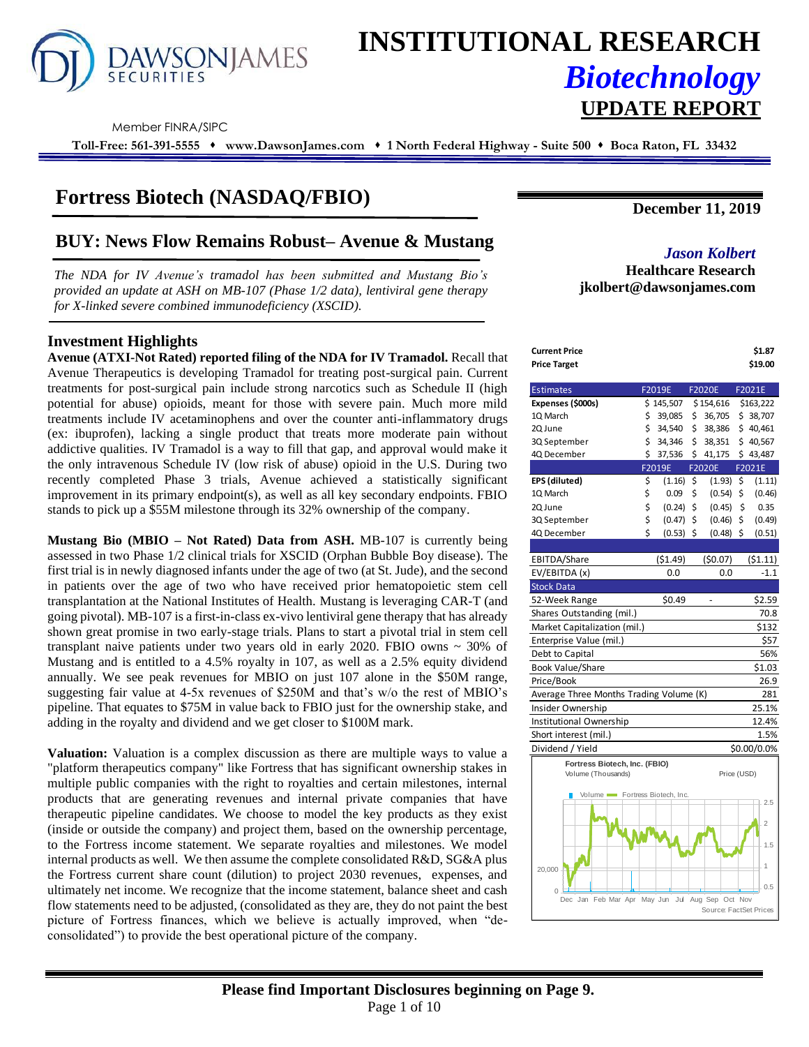# INSTITUTIONAL RESEARCH
## *Biotechnology*
## UPDATE REPORT

Member FINRA/SIPC

**Toll-Free: 561-391-5555 • www.DawsonJames.com • 1 North Federal Highway - Suite 500 • Boca Raton, FL 33432**

# Fortress Biotech (NASDAQ/FBIO)

**December 11, 2019**

## BUY: News Flow Remains Robust– Avenue & Mustang

*The NDA for IV Avenue's tramadol has been submitted and Mustang Bio's provided an update at ASH on MB-107 (Phase 1/2 data), lentiviral gene therapy for X-linked severe combined immunodeficiency (XSCID).*

***Jason Kolbert***
**Healthcare Research**
**jkolbert@dawsonjames.com**

### Investment Highlights

**Avenue (ATXI-Not Rated) reported filing of the NDA for IV Tramadol.** Recall that Avenue Therapeutics is developing Tramadol for treating post-surgical pain. Current treatments for post-surgical pain include strong narcotics such as Schedule II (high potential for abuse) opioids, meant for those with severe pain. Much more mild treatments include IV acetaminophens and over the counter anti-inflammatory drugs (ex: ibuprofen), lacking a single product that treats more moderate pain without addictive qualities. IV Tramadol is a way to fill that gap, and approval would make it the only intravenous Schedule IV (low risk of abuse) opioid in the U.S. During two recently completed Phase 3 trials, Avenue achieved a statistically significant improvement in its primary endpoint(s), as well as all key secondary endpoints. FBIO stands to pick up a $55M milestone through its 32% ownership of the company.

**Mustang Bio (MBIO – Not Rated) Data from ASH.** MB-107 is currently being assessed in two Phase 1/2 clinical trials for XSCID (Orphan Bubble Boy disease). The first trial is in newly diagnosed infants under the age of two (at St. Jude), and the second in patients over the age of two who have received prior hematopoietic stem cell transplantation at the National Institutes of Health. Mustang is leveraging CAR-T (and going pivotal). MB-107 is a first-in-class ex-vivo lentiviral gene therapy that has already shown great promise in two early-stage trials. Plans to start a pivotal trial in stem cell transplant naive patients under two years old in early 2020. FBIO owns ~ 30% of Mustang and is entitled to a 4.5% royalty in 107, as well as a 2.5% equity dividend annually. We see peak revenues for MBIO on just 107 alone in the $50M range, suggesting fair value at 4-5x revenues of $250M and that's w/o the rest of MBIO's pipeline. That equates to $75M in value back to FBIO just for the ownership stake, and adding in the royalty and dividend and we get closer to $100M mark.

**Valuation:** Valuation is a complex discussion as there are multiple ways to value a "platform therapeutics company" like Fortress that has significant ownership stakes in multiple public companies with the right to royalties and certain milestones, internal products that are generating revenues and internal private companies that have therapeutic pipeline candidates. We choose to model the key products as they exist (inside or outside the company) and project them, based on the ownership percentage, to the Fortress income statement. We separate royalties and milestones. We model internal products as well. We then assume the complete consolidated R&D, SG&A plus the Fortress current share count (dilution) to project 2030 revenues, expenses, and ultimately net income. We recognize that the income statement, balance sheet and cash flow statements need to be adjusted, (consolidated as they are, they do not paint the best picture of Fortress finances, which we believe is actually improved, when "de-consolidated") to provide the best operational picture of the company.

| | |
|---|---|
| **Current Price** | **$1.87** |
| **Price Target** | **$19.00** |

| Estimates | F2019E | F2020E | F2021E |
|---|---|---|---|
| **Expenses ($000s)** | $ 145,507 | $ 154,616 | $163,222 |
| 1Q March | $ 39,085 | $ 36,705 | $ 38,707 |
| 2Q June | $ 34,540 | $ 38,386 | $ 40,461 |
| 3Q September | $ 34,346 | $ 38,351 | $ 40,567 |
| 4Q December | $ 37,536 | $ 41,175 | $ 43,487 |
| | **F2019E** | **F2020E** | **F2021E** |
| **EPS (diluted)** | $ (1.16) | $ (1.93) | $ (1.11) |
| 1Q March | $ 0.09 | $ (0.54) | $ (0.46) |
| 2Q June | $ (0.24) | $ (0.45) | $ 0.35 |
| 3Q September | $ (0.47) | $ (0.46) | $ (0.49) |
| 4Q December | $ (0.53) | $ (0.48) | $ (0.51) |
| | | | |
| EBITDA/Share | ($1.49) | ($0.07) | ($1.11) |
| EV/EBITDA (x) | 0.0 | 0.0 | -1.1 |

| Stock Data | | | |
|---|---|---|---|
| 52-Week Range | $0.49 | - | $2.59 |
| Shares Outstanding (mil.) | | | 70.8 |
| Market Capitalization (mil.) | | | $132 |
| Enterprise Value (mil.) | | | $57 |
| Debt to Capital | | | 56% |
| Book Value/Share | | | $1.03 |
| Price/Book | | | 26.9 |
| Average Three Months Trading Volume (K) | | | 281 |
| Insider Ownership | | | 25.1% |
| Institutional Ownership | | | 12.4% |
| Short interest (mil.) | | | 1.5% |
| Dividend / Yield | | | $0.00/0.0% |

Fortress Biotech, Inc. (FBIO)
Volume (Thousands) — Price (USD)
Source: FactSet Prices

**Please find Important Disclosures beginning on Page 9.**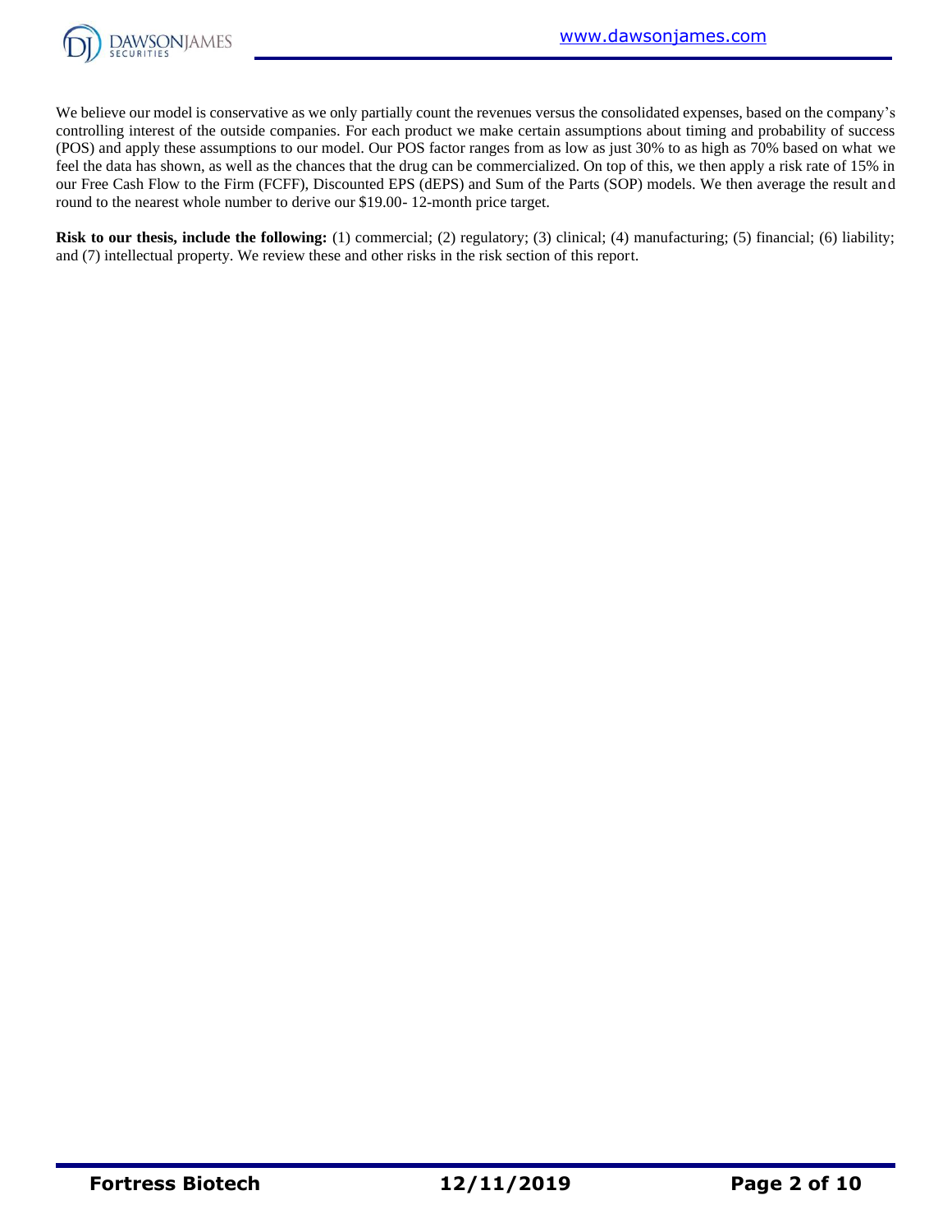We believe our model is conservative as we only partially count the revenues versus the consolidated expenses, based on the company's controlling interest of the outside companies. For each product we make certain assumptions about timing and probability of success (POS) and apply these assumptions to our model. Our POS factor ranges from as low as just 30% to as high as 70% based on what we feel the data has shown, as well as the chances that the drug can be commercialized. On top of this, we then apply a risk rate of 15% in our Free Cash Flow to the Firm (FCFF), Discounted EPS (dEPS) and Sum of the Parts (SOP) models. We then average the result and round to the nearest whole number to derive our $19.00- 12-month price target.

**Risk to our thesis, include the following:** (1) commercial; (2) regulatory; (3) clinical; (4) manufacturing; (5) financial; (6) liability; and (7) intellectual property. We review these and other risks in the risk section of this report.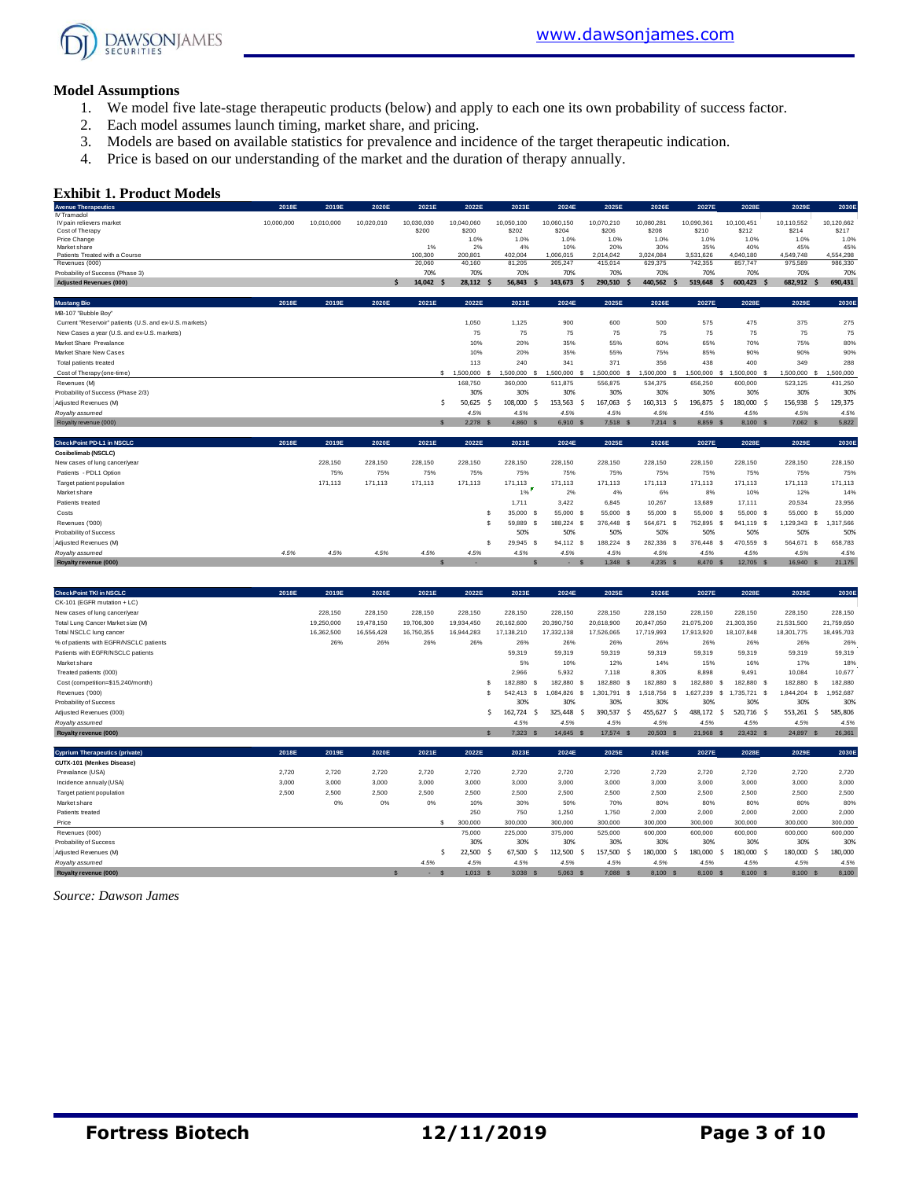**Model Assumptions**

1. We model five late-stage therapeutic products (below) and apply to each one its own probability of success factor.
2. Each model assumes launch timing, market share, and pricing.
3. Models are based on available statistics for prevalence and incidence of the target therapeutic indication.
4. Price is based on our understanding of the market and the duration of therapy annually.

**Exhibit 1. Product Models**

| Avenue Therapeutics | 2018E | 2019E | 2020E | 2021E | 2022E | 2023E | 2024E | 2025E | 2026E | 2027E | 2028E | 2029E | 2030E |
|---|---|---|---|---|---|---|---|---|---|---|---|---|---|
| IV Tramadol | | | | | | | | | | | | | |
| IV pain relievers market | 10,000,000 | 10,010,000 | 10,020,010 | 10,030,030 | 10,040,060 | 10,050,100 | 10,060,150 | 10,070,210 | 10,080,281 | 10,090,361 | 10,100,451 | 10,110,552 | 10,120,662 |
| Cost of Therapy | | | | $200 | $200 | $202 | $204 | $206 | $208 | $210 | $212 | $214 | $217 |
| Price Change | | | | | 1.0% | 1.0% | 1.0% | 1.0% | 1.0% | 1.0% | 1.0% | 1.0% | 1.0% |
| Market share | | | | 1% | 2% | 4% | 10% | 20% | 30% | 35% | 40% | 45% | 45% |
| Patients Treated with a Course | | | | 100,300 | 200,801 | 402,004 | 1,006,015 | 2,014,042 | 3,024,084 | 3,531,626 | 4,040,180 | 4,549,748 | 4,554,298 |
| Revenues (000) | | | | 20,060 | 40,160 | 81,205 | 205,247 | 415,014 | 629,375 | 742,355 | 857,747 | 975,589 | 986,330 |
| Probability of Success (Phase 3) | | | | 70% | 70% | 70% | 70% | 70% | 70% | 70% | 70% | 70% | 70% |
| **Adjusted Revenues (000)** | | | | **$ 14,042** | **$ 28,112** | **$ 56,843** | **$ 143,673** | **$ 290,510** | **$ 440,562** | **$ 519,648** | **$ 600,423** | **$ 682,912** | **$ 690,431** |

| Mustang Bio | 2018E | 2019E | 2020E | 2021E | 2022E | 2023E | 2024E | 2025E | 2026E | 2027E | 2028E | 2029E | 2030E |
|---|---|---|---|---|---|---|---|---|---|---|---|---|---|
| MB-107 "Bubble Boy" | | | | | | | | | | | | | |
| Current "Reservoir" patients (U.S. and ex-U.S. markets) | | | | | 1,050 | 1,125 | 900 | 600 | 500 | 575 | 475 | 375 | 275 |
| New Cases a year (U.S. and ex-U.S. markets) | | | | | 75 | 75 | 75 | 75 | 75 | 75 | 75 | 75 | 75 |
| Market Share Prevalence | | | | | 10% | 20% | 35% | 55% | 60% | 65% | 70% | 75% | 80% |
| Market Share New Cases | | | | | 10% | 20% | 35% | 55% | 75% | 85% | 90% | 90% | 90% |
| Total patients treated | | | | | 113 | 240 | 341 | 371 | 356 | 438 | 400 | 349 | 288 |
| Cost of Therapy (one-time) | | | | | $ 1,500,000 | $ 1,500,000 | $ 1,500,000 | $ 1,500,000 | $ 1,500,000 | $ 1,500,000 | $ 1,500,000 | $ 1,500,000 | $ 1,500,000 |
| Revenues (M) | | | | | 168,750 | 360,000 | 511,875 | 556,875 | 534,375 | 656,250 | 600,000 | 523,125 | 431,250 |
| Probability of Success (Phase 2/3) | | | | | 30% | 30% | 30% | 30% | 30% | 30% | 30% | 30% | 30% |
| Adjusted Revenues (M) | | | | | $ 50,625 | $ 108,000 | $ 153,563 | $ 167,063 | $ 160,313 | $ 196,875 | $ 180,000 | $ 156,938 | $ 129,375 |
| *Royalty assumed* | | | | | *4.5%* | *4.5%* | *4.5%* | *4.5%* | *4.5%* | *4.5%* | *4.5%* | *4.5%* | *4.5%* |
| Royalty revenue (000) | | | | | $ 2,278 | $ 4,860 | $ 6,910 | $ 7,518 | $ 7,214 | $ 8,859 | $ 8,100 | $ 7,062 | $ 5,822 |

| CheckPoint PD-L1 in NSCLC | 2018E | 2019E | 2020E | 2021E | 2022E | 2023E | 2024E | 2025E | 2026E | 2027E | 2028E | 2029E | 2030E |
|---|---|---|---|---|---|---|---|---|---|---|---|---|---|
| **Cosibelimab (NSCLC)** | | | | | | | | | | | | | |
| New cases of lung cancer/year | | 228,150 | 228,150 | 228,150 | 228,150 | 228,150 | 228,150 | 228,150 | 228,150 | 228,150 | 228,150 | 228,150 | 228,150 |
| Patients - PDL1 Option | | 75% | 75% | 75% | 75% | 75% | 75% | 75% | 75% | 75% | 75% | 75% | 75% |
| Target patient population | | 171,113 | 171,113 | 171,113 | 171,113 | 171,113 | 171,113 | 171,113 | 171,113 | 171,113 | 171,113 | 171,113 | 171,113 |
| Market share | | | | | | 1% | 2% | 4% | 6% | 8% | 10% | 12% | 14% |
| Patients treated | | | | | | 1,711 | 3,422 | 6,845 | 10,267 | 13,689 | 17,111 | 20,534 | 23,956 |
| Costs | | | | | | $ 35,000 | $ 55,000 | $ 55,000 | $ 55,000 | $ 55,000 | $ 55,000 | $ 55,000 | $ 55,000 |
| Revenues ('000) | | | | | | $ 59,889 | $ 188,224 | $ 376,448 | $ 564,671 | $ 752,895 | $ 941,119 | $ 1,129,343 | $ 1,317,566 |
| Probability of Success | | | | | | 50% | 50% | 50% | 50% | 50% | 50% | 50% | 50% |
| Adjusted Revenues (M) | | | | | | $ 29,945 | $ 94,112 | $ 188,224 | $ 282,336 | $ 376,448 | $ 470,559 | $ 564,671 | $ 658,783 |
| *Royalty assumed* | *4.5%* | *4.5%* | *4.5%* | *4.5%* | *4.5%* | *4.5%* | *4.5%* | *4.5%* | *4.5%* | *4.5%* | *4.5%* | *4.5%* | *4.5%* |
| **Royalty revenue (000)** | | | | | $ - | $ - | $ 1,348 | $ 4,235 | $ 8,470 | $ 12,705 | $ 16,940 | $ 21,175 | |

| CheckPoint TKI in NSCLC | 2018E | 2019E | 2020E | 2021E | 2022E | 2023E | 2024E | 2025E | 2026E | 2027E | 2028E | 2029E | 2030E |
|---|---|---|---|---|---|---|---|---|---|---|---|---|---|
| CK-101 (EGFR mutation + LC) | | | | | | | | | | | | | |
| New cases of lung cancer/year | | 228,150 | 228,150 | 228,150 | 228,150 | 228,150 | 228,150 | 228,150 | 228,150 | 228,150 | 228,150 | 228,150 | 228,150 |
| Total Lung Cancer Market size (M) | | 19,250,000 | 19,478,150 | 19,706,300 | 19,934,450 | 20,162,600 | 20,390,750 | 20,618,900 | 20,847,050 | 21,075,200 | 21,303,350 | 21,531,500 | 21,759,650 |
| Total NSCLC lung cancer | | 16,362,500 | 16,556,428 | 16,750,355 | 16,944,283 | 17,138,210 | 17,332,138 | 17,526,065 | 17,719,993 | 17,913,920 | 18,107,848 | 18,301,775 | 18,495,703 |
| % of patients with EGFR/NSCLC patients | | 26% | 26% | 26% | 26% | 26% | 26% | 26% | 26% | 26% | 26% | 26% | 26% |
| Patients with EGFR/NSCLC patients | | | | | | 59,319 | 59,319 | 59,319 | 59,319 | 59,319 | 59,319 | 59,319 | 59,319 |
| Market share | | | | | | 5% | 10% | 12% | 14% | 15% | 16% | 17% | 18% |
| Treated patients (000) | | | | | | 2,966 | 5,932 | 7,118 | 8,305 | 8,898 | 9,491 | 10,084 | 10,677 |
| Cost (competition=$15,240/month) | | | | | | $ 182,880 | $ 182,880 | $ 182,880 | $ 182,880 | $ 182,880 | $ 182,880 | $ 182,880 | $ 182,880 |
| Revenues ('000) | | | | | | $ 542,413 | $ 1,084,826 | $ 1,301,791 | $ 1,518,756 | $ 1,627,239 | $ 1,735,721 | $ 1,844,204 | $ 1,952,687 |
| Probability of Success | | | | | | 30% | 30% | 30% | 30% | 30% | 30% | 30% | 30% |
| Adjusted Revenues (000) | | | | | | $ 162,724 | $ 325,448 | $ 390,537 | $ 455,627 | $ 488,172 | $ 520,716 | $ 553,261 | $ 585,806 |
| *Royalty assumed* | | | | | | *4.5%* | *4.5%* | *4.5%* | *4.5%* | *4.5%* | *4.5%* | *4.5%* | *4.5%* |
| **Royalty revenue (000)** | | | | | | $ 7,323 | $ 14,645 | $ 17,574 | $ 20,503 | $ 21,968 | $ 23,432 | $ 24,897 | $ 26,361 |

| Cyprium Therapeutics (private) | 2018E | 2019E | 2020E | 2021E | 2022E | 2023E | 2024E | 2025E | 2026E | 2027E | 2028E | 2029E | 2030E |
|---|---|---|---|---|---|---|---|---|---|---|---|---|---|
| **CUTX-101 (Menkes Disease)** | | | | | | | | | | | | | |
| Prevalance (USA) | 2,720 | 2,720 | 2,720 | 2,720 | 2,720 | 2,720 | 2,720 | 2,720 | 2,720 | 2,720 | 2,720 | 2,720 | 2,720 |
| Incidence annualy (USA) | 3,000 | 3,000 | 3,000 | 3,000 | 3,000 | 3,000 | 3,000 | 3,000 | 3,000 | 3,000 | 3,000 | 3,000 | 3,000 |
| Target patient population | 2,500 | 2,500 | 2,500 | 2,500 | 2,500 | 2,500 | 2,500 | 2,500 | 2,500 | 2,500 | 2,500 | 2,500 | 2,500 |
| Market share | | 0% | 0% | 0% | 10% | 30% | 50% | 70% | 80% | 80% | 80% | 80% | 80% |
| Patients treated | | | | | 250 | 750 | 1,250 | 1,750 | 2,000 | 2,000 | 2,000 | 2,000 | 2,000 |
| Price | | | | $ 300,000 | 300,000 | 300,000 | 300,000 | 300,000 | 300,000 | 300,000 | 300,000 | 300,000 | 300,000 |
| Revenues (000) | | | | | 75,000 | 225,000 | 375,000 | 525,000 | 600,000 | 600,000 | 600,000 | 600,000 | 600,000 |
| Probability of Success | | | | | 30% | 30% | 30% | 30% | 30% | 30% | 30% | 30% | 30% |
| Adjusted Revenues (M) | | | | | $ 22,500 | $ 67,500 | $ 112,500 | $ 157,500 | $ 180,000 | $ 180,000 | $ 180,000 | $ 180,000 | $ 180,000 |
| *Royalty assumed* | | | | *4.5%* | *4.5%* | *4.5%* | *4.5%* | *4.5%* | *4.5%* | *4.5%* | *4.5%* | *4.5%* | *4.5%* |
| **Royalty revenue (000)** | | | | $ - | $ 1,013 | $ 3,038 | $ 5,063 | $ 7,088 | $ 8,100 | $ 8,100 | $ 8,100 | $ 8,100 | $ 8,100 |

*Source: Dawson James*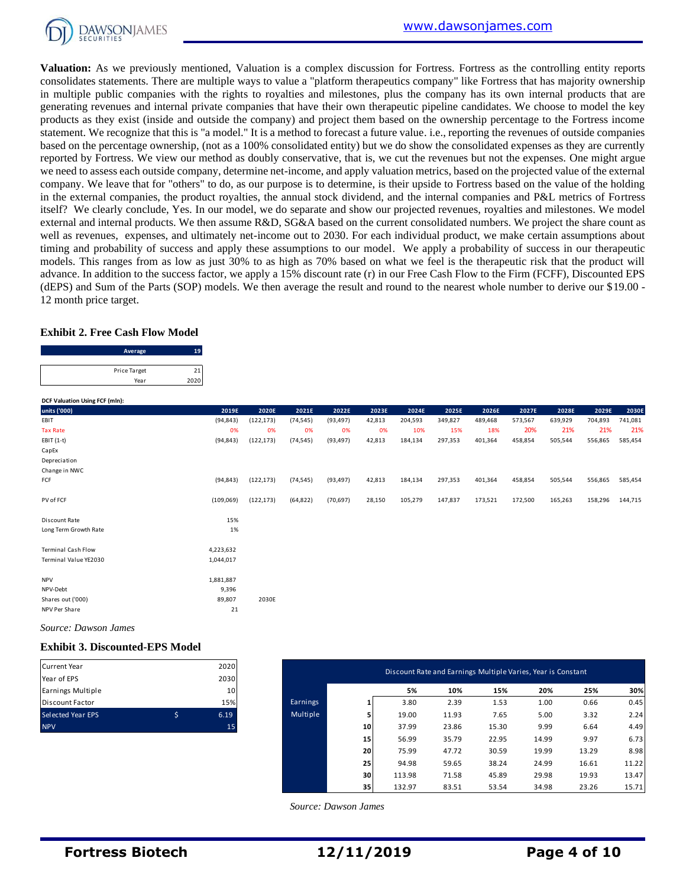**Valuation:** As we previously mentioned, Valuation is a complex discussion for Fortress. Fortress as the controlling entity reports consolidates statements. There are multiple ways to value a "platform therapeutics company" like Fortress that has majority ownership in multiple public companies with the rights to royalties and milestones, plus the company has its own internal products that are generating revenues and internal private companies that have their own therapeutic pipeline candidates. We choose to model the key products as they exist (inside and outside the company) and project them based on the ownership percentage to the Fortress income statement. We recognize that this is "a model." It is a method to forecast a future value. i.e., reporting the revenues of outside companies based on the percentage ownership, (not as a 100% consolidated entity) but we do show the consolidated expenses as they are currently reported by Fortress. We view our method as doubly conservative, that is, we cut the revenues but not the expenses. One might argue we need to assess each outside company, determine net-income, and apply valuation metrics, based on the projected value of the external company. We leave that for "others" to do, as our purpose is to determine, is their upside to Fortress based on the value of the holding in the external companies, the product royalties, the annual stock dividend, and the internal companies and P&L metrics of Fortress itself? We clearly conclude, Yes. In our model, we do separate and show our projected revenues, royalties and milestones. We model external and internal products. We then assume R&D, SG&A based on the current consolidated numbers. We project the share count as well as revenues, expenses, and ultimately net-income out to 2030. For each individual product, we make certain assumptions about timing and probability of success and apply these assumptions to our model. We apply a probability of success in our therapeutic models. This ranges from as low as just 30% to as high as 70% based on what we feel is the therapeutic risk that the product will advance. In addition to the success factor, we apply a 15% discount rate (r) in our Free Cash Flow to the Firm (FCFF), Discounted EPS (dEPS) and Sum of the Parts (SOP) models. We then average the result and round to the nearest whole number to derive our $19.00 - 12 month price target.

### Exhibit 2. Free Cash Flow Model

| Average | 19 |
|---|---|

| Price Target | 21 |
|---|---|
| Year | 2020 |

**DCF Valuation Using FCF (mln):**

| units ('000) | 2019E | 2020E | 2021E | 2022E | 2023E | 2024E | 2025E | 2026E | 2027E | 2028E | 2029E | 2030E |
|---|---|---|---|---|---|---|---|---|---|---|---|---|
| EBIT | (94,843) | (122,173) | (74,545) | (93,497) | 42,813 | 204,593 | 349,827 | 489,468 | 573,567 | 639,929 | 704,893 | 741,081 |
| Tax Rate | 0% | 0% | 0% | 0% | 0% | 10% | 15% | 18% | 20% | 21% | 21% | 21% |
| EBIT (1-t) | (94,843) | (122,173) | (74,545) | (93,497) | 42,813 | 184,134 | 297,353 | 401,364 | 458,854 | 505,544 | 556,865 | 585,454 |
| CapEx | | | | | | | | | | | | |
| Depreciation | | | | | | | | | | | | |
| Change in NWC | | | | | | | | | | | | |
| FCF | (94,843) | (122,173) | (74,545) | (93,497) | 42,813 | 184,134 | 297,353 | 401,364 | 458,854 | 505,544 | 556,865 | 585,454 |
| | | | | | | | | | | | | |
| PV of FCF | (109,069) | (122,173) | (64,822) | (70,697) | 28,150 | 105,279 | 147,837 | 173,521 | 172,500 | 165,263 | 158,296 | 144,715 |
| | | | | | | | | | | | | |
| Discount Rate | 15% | | | | | | | | | | | |
| Long Term Growth Rate | 1% | | | | | | | | | | | |
| | | | | | | | | | | | | |
| Terminal Cash Flow | 4,223,632 | | | | | | | | | | | |
| Terminal Value YE2030 | 1,044,017 | | | | | | | | | | | |
| | | | | | | | | | | | | |
| NPV | 1,881,887 | | | | | | | | | | | |
| NPV-Debt | 9,396 | | | | | | | | | | | |
| Shares out ('000) | 89,807 | 2030E | | | | | | | | | | |
| NPV Per Share | 21 | | | | | | | | | | | |

*Source: Dawson James*

### Exhibit 3. Discounted-EPS Model

| Current Year | 2020 |
|---|---|
| Year of EPS | 2030 |
| Earnings Multiple | 10 |
| Discount Factor | 15% |
| Selected Year EPS | $ 6.19 |
| NPV | 15 |

| Discount Rate and Earnings Multiple Varies, Year is Constant | | | | | | | |
|---|---|---|---|---|---|---|---|
| | | 5% | 10% | 15% | 20% | 25% | 30% |
| Earnings Multiple | 1 | 3.80 | 2.39 | 1.53 | 1.00 | 0.66 | 0.45 |
| | 5 | 19.00 | 11.93 | 7.65 | 5.00 | 3.32 | 2.24 |
| | 10 | 37.99 | 23.86 | 15.30 | 9.99 | 6.64 | 4.49 |
| | 15 | 56.99 | 35.79 | 22.95 | 14.99 | 9.97 | 6.73 |
| | 20 | 75.99 | 47.72 | 30.59 | 19.99 | 13.29 | 8.98 |
| | 25 | 94.98 | 59.65 | 38.24 | 24.99 | 16.61 | 11.22 |
| | 30 | 113.98 | 71.58 | 45.89 | 29.98 | 19.93 | 13.47 |
| | 35 | 132.97 | 83.51 | 53.54 | 34.98 | 23.26 | 15.71 |

*Source: Dawson James*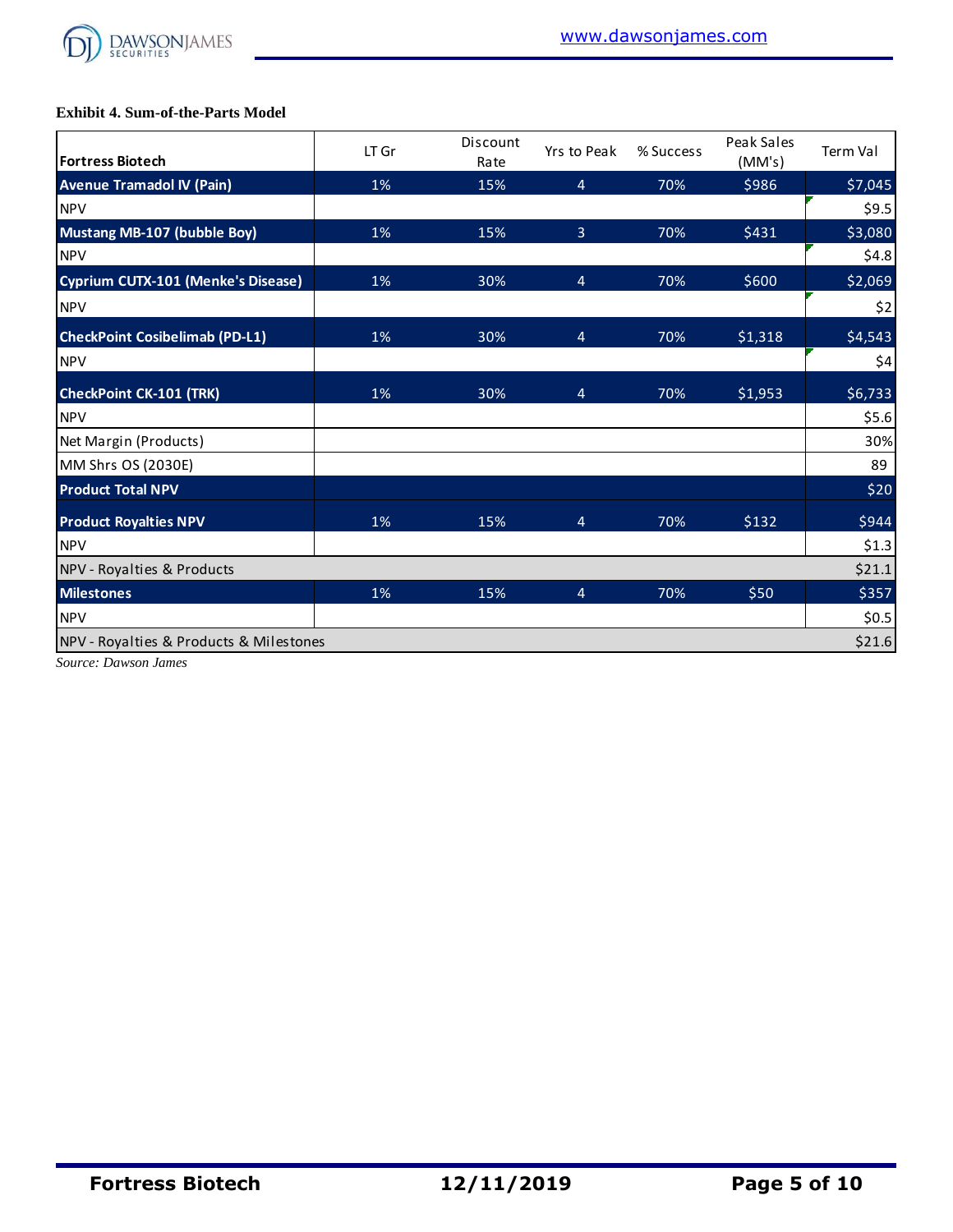**Exhibit 4. Sum-of-the-Parts Model**

| Fortress Biotech | LT Gr | Discount Rate | Yrs to Peak | % Success | Peak Sales (MM's) | Term Val |
|---|---|---|---|---|---|---|
| **Avenue Tramadol IV (Pain)** | 1% | 15% | 4 | 70% | $986 | $7,045 |
| NPV | | | | | | $9.5 |
| **Mustang MB-107 (bubble Boy)** | 1% | 15% | 3 | 70% | $431 | $3,080 |
| NPV | | | | | | $4.8 |
| **Cyprium CUTX-101 (Menke's Disease)** | 1% | 30% | 4 | 70% | $600 | $2,069 |
| NPV | | | | | | $2 |
| **CheckPoint Cosibelimab (PD-L1)** | 1% | 30% | 4 | 70% | $1,318 | $4,543 |
| NPV | | | | | | $4 |
| **CheckPoint CK-101 (TRK)** | 1% | 30% | 4 | 70% | $1,953 | $6,733 |
| NPV | | | | | | $5.6 |
| Net Margin (Products) | | | | | | 30% |
| MM Shrs OS (2030E) | | | | | | 89 |
| **Product Total NPV** | | | | | | $20 |
| **Product Royalties NPV** | 1% | 15% | 4 | 70% | $132 | $944 |
| NPV | | | | | | $1.3 |
| NPV - Royalties & Products | | | | | | $21.1 |
| **Milestones** | 1% | 15% | 4 | 70% | $50 | $357 |
| NPV | | | | | | $0.5 |
| NPV - Royalties & Products & Milestones | | | | | | $21.6 |

*Source: Dawson James*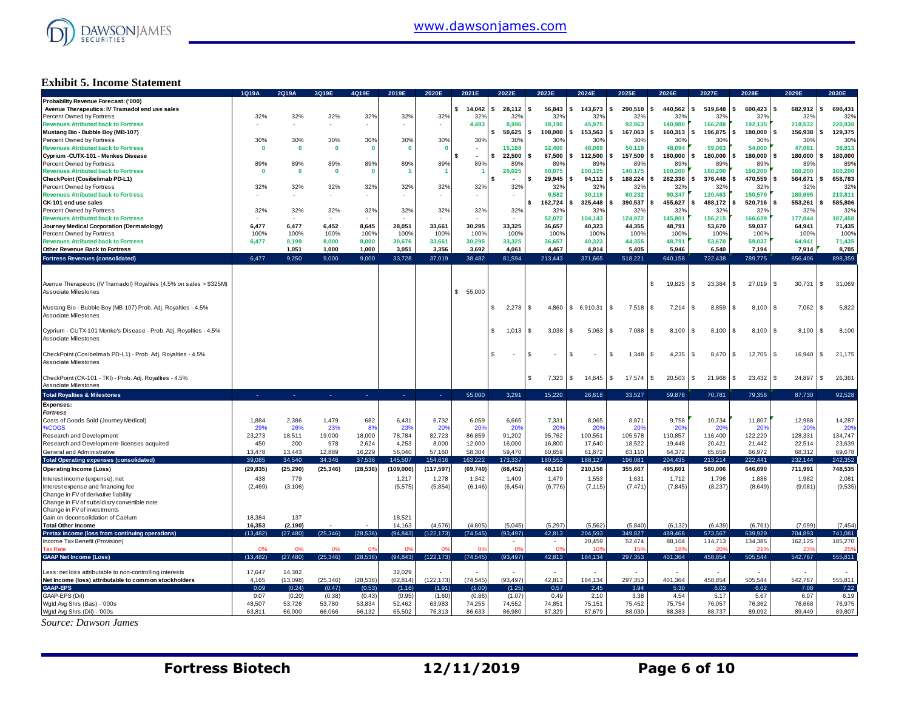**Exhibit 5. Income Statement**

| | 1Q19A | 2Q19A | 3Q19E | 4Q19E | 2019E | 2020E | 2021E | 2022E | 2023E | 2024E | 2025E | 2026E | 2027E | 2028E | 2029E | 2030E |
|---|---|---|---|---|---|---|---|---|---|---|---|---|---|---|---|---|
| **Probability Revenue Forecast: ('000)** | | | | | | | | | | | | | | | | |
| **Avenue Therapeutics: IV Tramadol end use sales** | | | | | | | $ 14,042 | $ 28,112 | $ 56,843 | $ 143,673 | $ 290,510 | $ 440,562 | $ 519,648 | $ 600,423 | $ 682,912 | $ 690,431 |
| Percent Owned by Fortress | 32% | 32% | 32% | 32% | 32% | 32% | 32% | 32% | 32% | 32% | 32% | 32% | 32% | 32% | 32% | 32% |
| **Revenues Atributed back to Fortress** | - | - | - | - | - | - | 4,493 | 8,996 | 18,190 | 45,975 | 92,963 | 140,980 | 166,288 | 192,135 | 218,532 | 220,938 |
| **Mustang Bio - Bubble Boy (MB-107)** | | | | | | | | $ 50,625 | $ 108,000 | $ 153,563 | $ 167,063 | $ 160,313 | $ 196,875 | $ 180,000 | $ 156,938 | $ 129,375 |
| Percent Owned by Fortress | 30% | 30% | 30% | 30% | 30% | 30% | 30% | 30% | 30% | 30% | 30% | 30% | 30% | 30% | 30% | 30% |
| **Revenues Atributed back to Fortress** | 0 | 0 | 0 | 0 | 0 | 0 | - | 15,188 | 32,400 | 46,069 | 50,119 | 48,094 | 59,063 | 54,000 | 47,081 | 38,813 |
| **Cyprium -CUTX-101 - Menkes Disease** | | | | | | | $ - | $ 22,500 | $ 67,500 | $ 112,500 | $ 157,500 | $ 180,000 | $ 180,000 | $ 180,000 | $ 180,000 | $ 180,000 |
| Percent Owned by Fortress | 89% | 89% | 89% | 89% | 89% | 89% | 89% | 89% | 89% | 89% | 89% | 89% | 89% | 89% | 89% | 89% |
| **Revenues Atributed back to Fortress** | 0 | 0 | 0 | 0 | 1 | 1 | 1 | 20,025 | 60,075 | 100,125 | 140,175 | 160,200 | 160,200 | 160,200 | 160,200 | 160,200 |
| **CheckPoint (Cosibelimab PD-L1)** | | | | | | | | $ - | $ 29,945 | $ 94,112 | $ 188,224 | $ 282,336 | $ 376,448 | $ 470,559 | $ 564,671 | $ 658,783 |
| Percent Owned by Fortress | 32% | 32% | 32% | 32% | 32% | 32% | 32% | 32% | 32% | 32% | 32% | 32% | 32% | 32% | 32% | 32% |
| **Revenues Atributed back to Fortress** | - | - | - | - | - | - | - | - | 9,582 | 30,116 | 60,232 | 90,347 | 120,463 | 150,579 | 180,695 | 210,811 |
| **CK-101 end use sales** | | | | | | | | | $ 162,724 | $ 325,448 | $ 390,537 | $ 455,627 | $ 488,172 | $ 520,716 | $ 553,261 | $ 585,806 |
| Percent Owned by Fortress | 32% | 32% | 32% | 32% | 32% | 32% | 32% | 32% | 32% | 32% | 32% | 32% | 32% | 32% | 32% | 32% |
| **Revenues Atributed back to Fortress** | - | - | - | - | - | - | - | - | 52,072 | 104,143 | 124,972 | 145,801 | 156,215 | 166,629 | 177,044 | 187,458 |
| **Journey Medical Corporation (Dermatology)** | 6,477 | 6,477 | 6,452 | 8,645 | 28,051 | 33,661 | 30,295 | 33,325 | 36,657 | 40,323 | 44,355 | 48,791 | 53,670 | 59,037 | 64,941 | 71,435 |
| Percent Owned by Fortress | 100% | 100% | 100% | 100% | 100% | 100% | 100% | 100% | 100% | 100% | 100% | 100% | 100% | 100% | 100% | 100% |
| **Revenues Atributed back to Fortress** | 6,477 | 8,199 | 8,000 | 8,000 | 30,676 | 33,661 | 30,295 | 33,325 | 36,657 | 40,323 | 44,355 | 48,791 | 53,670 | 59,037 | 64,941 | 71,435 |
| **Other Revenue Back to Fortress** | | 1,051 | 1,000 | 1,000 | 3,051 | 3,356 | 3,692 | 4,061 | 4,467 | 4,914 | 5,405 | 5,946 | 6,540 | 7,194 | 7,914 | 8,705 |
| **Fortress Revenues (consolidated)** | 6,477 | 9,250 | 9,000 | 9,000 | 33,728 | 37,019 | 38,482 | 81,594 | 213,443 | 371,665 | 518,221 | 640,158 | 722,438 | 789,775 | 856,406 | 898,359 |
| | | | | | | | | | | | | | | | | |
| Avenue Therapeutic (IV Tramadol) Royalties (4.5% on sales > $325M) | | | | | | | | | | | | $ 19,825 | $ 23,384 | $ 27,019 | $ 30,731 | $ 31,069 |
| Associate Milestones | | | | | | | $ 55,000 | | | | | | | | | |
| Mustang Bio - Bubble Boy (MB-107) Prob. Adj. Royalties - 4.5% | | | | | | | | $ 2,278 | $ 4,860 | $ 6,910.31 | $ 7,518 | $ 7,214 | $ 8,859 | $ 8,100 | $ 7,062 | $ 5,822 |
| Associate Milestones | | | | | | | | | | | | | | | | |
| Cyprium - CUTX-101 Menke's Disease - Prob. Adj. Royalties - 4.5% | | | | | | | | $ 1,013 | $ 3,038 | $ 5,063 | $ 7,088 | $ 8,100 | $ 8,100 | $ 8,100 | $ 8,100 | $ 8,100 |
| Associate Milestones | | | | | | | | | | | | | | | | |
| CheckPoint (Cosibelmab PD-L1) - Prob. Adj. Royalties - 4.5% | | | | | | | | $ - | $ - | $ - | $ 1,348 | $ 4,235 | $ 8,470 | $ 12,705 | $ 16,940 | $ 21,175 |
| Associate Milestones | | | | | | | | | | | | | | | | |
| CheckPoint (CK-101 - TKI) - Prob. Adj. Royalties - 4.5% | | | | | | | | | $ 7,323 | $ 14,645 | $ 17,574 | $ 20,503 | $ 21,968 | $ 23,432 | $ 24,897 | $ 26,361 |
| Associate Milestones | | | | | | | | | | | | | | | | |
| **Total Royalties & Milestones** | - | - | - | - | - | - | 55,000 | 3,291 | 15,220 | 26,618 | 33,527 | 59,878 | 70,781 | 79,356 | 87,730 | 92,528 |
| **Expenses:** | | | | | | | | | | | | | | | | |
| ***Fortress*** | | | | | | | | | | | | | | | | |
| Costs of Goods Sold (Journey Medical) | 1,884 | 2,386 | 1,479 | 682 | 6,431 | 6,732 | 6,059 | 6,665 | 7,331 | 8,065 | 8,871 | 9,758 | 10,734 | 11,807 | 12,988 | 14,287 |
| %COGS | 29% | 26% | 23% | 8% | 23% | 20% | 20% | 20% | 20% | 20% | 20% | 20% | 20% | 20% | 20% | 20% |
| Research and Development | 23,273 | 18,511 | 19,000 | 18,000 | 78,784 | 82,723 | 86,859 | 91,202 | 95,762 | 100,551 | 105,578 | 110,857 | 116,400 | 122,220 | 128,331 | 134,747 |
| Research and Development- licenses acquired | 450 | 200 | 978 | 2,624 | 4,253 | 8,000 | 12,000 | 16,000 | 16,800 | 17,640 | 18,522 | 19,448 | 20,421 | 21,442 | 22,514 | 23,639 |
| General and Administrative | 13,478 | 13,443 | 12,889 | 16,229 | 56,040 | 57,160 | 58,304 | 59,470 | 60,659 | 61,872 | 63,110 | 64,372 | 65,659 | 66,972 | 68,312 | 69,678 |
| **Total Operating expenses (consolidated)** | 39,085 | 34,540 | 34,346 | 37,536 | 145,507 | 154,616 | 163,222 | 173,337 | 180,553 | 188,127 | 196,081 | 204,435 | 213,214 | 222,441 | 232,144 | 242,352 |
| **Operating Income (Loss)** | (29,835) | (25,290) | (25,346) | (28,536) | (109,006) | (117,597) | (69,740) | (88,452) | 48,110 | 210,156 | 355,667 | 495,601 | 580,006 | 646,690 | 711,991 | 748,535 |
| Interest income (expense), net | 438 | 779 | | | 1,217 | 1,278 | 1,342 | 1,409 | 1,479 | 1,553 | 1,631 | 1,712 | 1,798 | 1,888 | 1,982 | 2,081 |
| Interest expense and financing fee | (2,469) | (3,106) | | | (5,575) | (5,854) | (6,146) | (6,454) | (6,776) | (7,115) | (7,471) | (7,845) | (8,237) | (8,649) | (9,081) | (9,535) |
| Change in FV of derivative liability | | | | | | | | | | | | | | | | |
| Change in FV of subsidiary convertible note | | | | | | | | | | | | | | | | |
| Change in FV of investments | | | | | | | | | | | | | | | | |
| Gain on deconsolidation of Caelum | 18,384 | 137 | | | 18,521 | | | | | | | | | | | |
| **Total Other Income** | 16,353 | (2,190) | - | - | 14,163 | (4,576) | (4,805) | (5,045) | (5,297) | (5,562) | (5,840) | (6,132) | (6,439) | (6,761) | (7,099) | (7,454) |
| **Pretax Income (loss from continuing operations)** | (13,482) | (27,480) | (25,346) | (28,536) | (94,843) | (122,173) | (74,545) | (93,497) | 42,813 | 204,593 | 349,827 | 489,468 | 573,567 | 639,929 | 704,893 | 741,081 |
| Income Tax Benefit (Provision) | | | | | | | | - | - | 20,459 | 52,474 | 88,104 | 114,713 | 134,385 | 162,125 | 185,270 |
| Tax Rate | 0% | 0% | 0% | 0% | 0% | 0% | 0% | 0% | 0% | 10% | 15% | 18% | 20% | 21% | 23% | 25% |
| **GAAP Net Income (Loss)** | (13,482) | (27,480) | (25,346) | (28,536) | (94,843) | (122,173) | (74,545) | (93,497) | 42,813 | 184,134 | 297,353 | 401,364 | 458,854 | 505,544 | 542,767 | 555,811 |
| | | | | | | | | | | | | | | | | |
| Less: net loss attributable to non-controlling interests | 17,647 | 14,382 | | | 32,029 | - | - | - | - | - | - | - | - | - | - | - |
| **Net Income (loss) attributable to common stockholders** | 4,165 | (13,098) | (25,346) | (28,536) | (62,814) | (122,173) | (74,545) | (93,497) | 42,813 | 184,134 | 297,353 | 401,364 | 458,854 | 505,544 | 542,767 | 555,811 |
| **GAAP-EPS** | 0.09 | (0.24) | (0.47) | (0.53) | (1.16) | (1.91) | (1.00) | (1.25) | 0.57 | 2.45 | 3.94 | 5.30 | 6.03 | 6.62 | 7.08 | 7.22 |
| GAAP-EPS (Dil) | 0.07 | (0.20) | (0.38) | (0.43) | (0.95) | (1.60) | (0.86) | (1.07) | 0.49 | 2.10 | 3.38 | 4.54 | 5.17 | 5.67 | 6.07 | 6.19 |
| Wgtd Avg Shrs (Bas) - '000s | 48,507 | 53,726 | 53,780 | 53,834 | 52,462 | 63,983 | 74,255 | 74,552 | 74,851 | 75,151 | 75,452 | 75,754 | 76,057 | 76,362 | 76,668 | 76,975 |
| Wgtd Avg Shrs (Dil) - '000s | 63,811 | 66,000 | 66,066 | 66,132 | 65,502 | 76,313 | 86,633 | 86,980 | 87,329 | 87,679 | 88,030 | 88,383 | 88,737 | 89,092 | 89,449 | 89,807 |

*Source: Dawson James*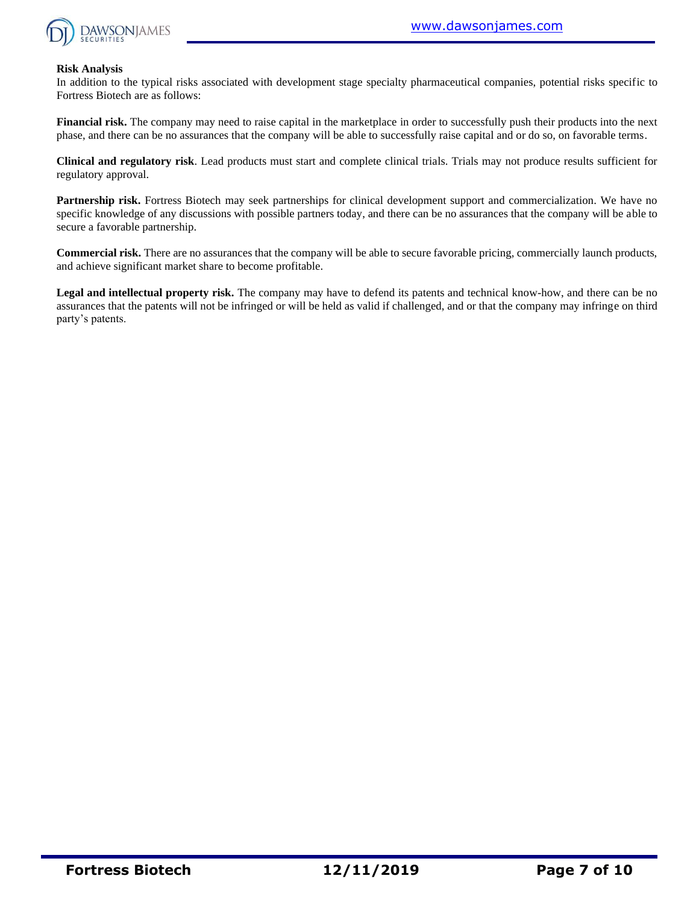**Risk Analysis**

In addition to the typical risks associated with development stage specialty pharmaceutical companies, potential risks specific to Fortress Biotech are as follows:

**Financial risk.** The company may need to raise capital in the marketplace in order to successfully push their products into the next phase, and there can be no assurances that the company will be able to successfully raise capital and or do so, on favorable terms.

**Clinical and regulatory risk**. Lead products must start and complete clinical trials. Trials may not produce results sufficient for regulatory approval.

**Partnership risk.** Fortress Biotech may seek partnerships for clinical development support and commercialization. We have no specific knowledge of any discussions with possible partners today, and there can be no assurances that the company will be able to secure a favorable partnership.

**Commercial risk.** There are no assurances that the company will be able to secure favorable pricing, commercially launch products, and achieve significant market share to become profitable.

**Legal and intellectual property risk.** The company may have to defend its patents and technical know-how, and there can be no assurances that the patents will not be infringed or will be held as valid if challenged, and or that the company may infringe on third party's patents.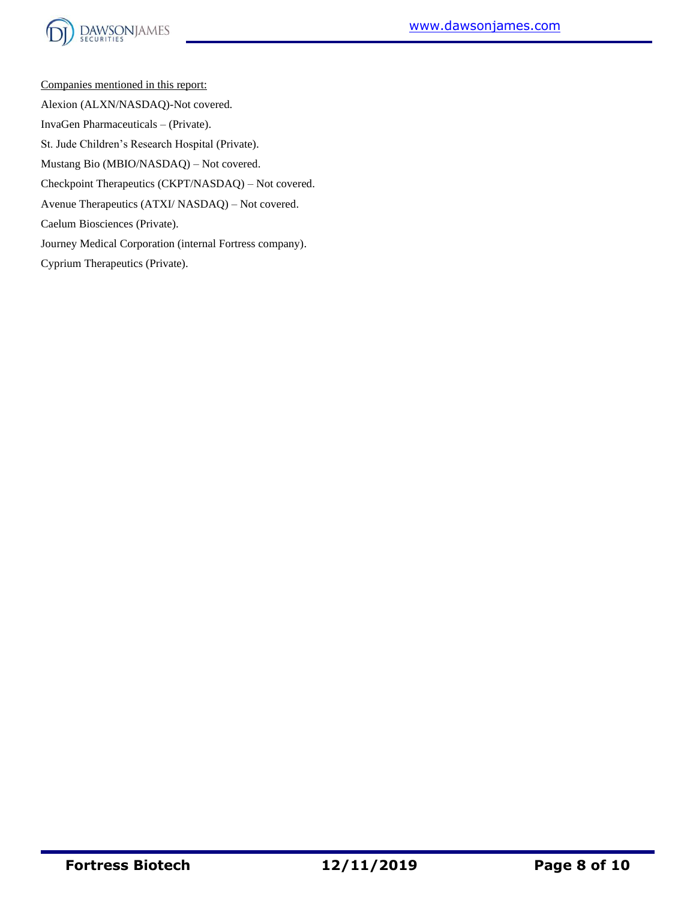Companies mentioned in this report:

Alexion (ALXN/NASDAQ)-Not covered.

InvaGen Pharmaceuticals – (Private).

St. Jude Children's Research Hospital (Private).

Mustang Bio (MBIO/NASDAQ) – Not covered.

Checkpoint Therapeutics (CKPT/NASDAQ) – Not covered.

Avenue Therapeutics (ATXI/ NASDAQ) – Not covered.

Caelum Biosciences (Private).

Journey Medical Corporation (internal Fortress company).

Cyprium Therapeutics (Private).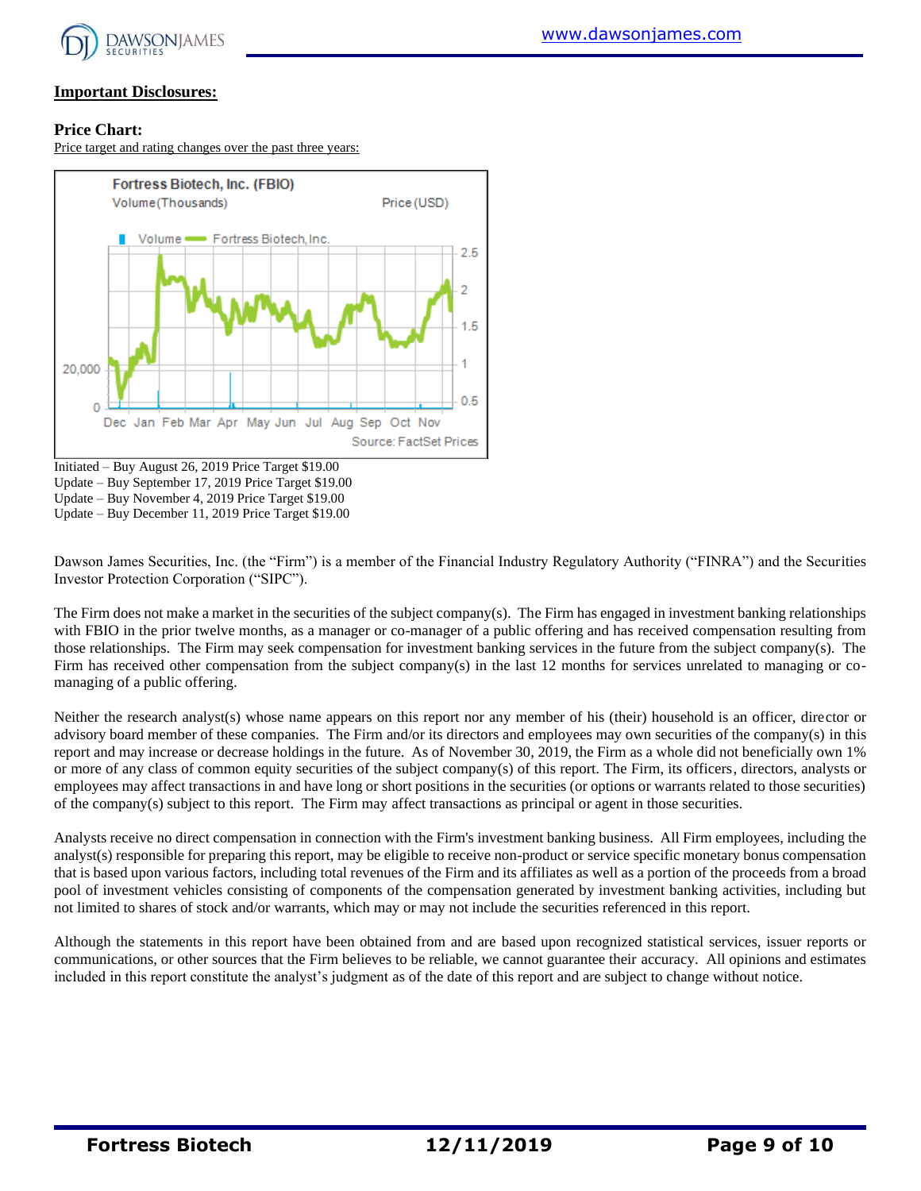## Important Disclosures:

### Price Chart:

Price target and rating changes over the past three years:

Initiated – Buy August 26, 2019 Price Target $19.00
Update – Buy September 17, 2019 Price Target $19.00
Update – Buy November 4, 2019 Price Target $19.00
Update – Buy December 11, 2019 Price Target $19.00

Dawson James Securities, Inc. (the "Firm") is a member of the Financial Industry Regulatory Authority ("FINRA") and the Securities Investor Protection Corporation ("SIPC").

The Firm does not make a market in the securities of the subject company(s). The Firm has engaged in investment banking relationships with FBIO in the prior twelve months, as a manager or co-manager of a public offering and has received compensation resulting from those relationships. The Firm may seek compensation for investment banking services in the future from the subject company(s). The Firm has received other compensation from the subject company(s) in the last 12 months for services unrelated to managing or co-managing of a public offering.

Neither the research analyst(s) whose name appears on this report nor any member of his (their) household is an officer, director or advisory board member of these companies. The Firm and/or its directors and employees may own securities of the company(s) in this report and may increase or decrease holdings in the future. As of November 30, 2019, the Firm as a whole did not beneficially own 1% or more of any class of common equity securities of the subject company(s) of this report. The Firm, its officers, directors, analysts or employees may affect transactions in and have long or short positions in the securities (or options or warrants related to those securities) of the company(s) subject to this report. The Firm may affect transactions as principal or agent in those securities.

Analysts receive no direct compensation in connection with the Firm's investment banking business. All Firm employees, including the analyst(s) responsible for preparing this report, may be eligible to receive non-product or service specific monetary bonus compensation that is based upon various factors, including total revenues of the Firm and its affiliates as well as a portion of the proceeds from a broad pool of investment vehicles consisting of components of the compensation generated by investment banking activities, including but not limited to shares of stock and/or warrants, which may or may not include the securities referenced in this report.

Although the statements in this report have been obtained from and are based upon recognized statistical services, issuer reports or communications, or other sources that the Firm believes to be reliable, we cannot guarantee their accuracy. All opinions and estimates included in this report constitute the analyst's judgment as of the date of this report and are subject to change without notice.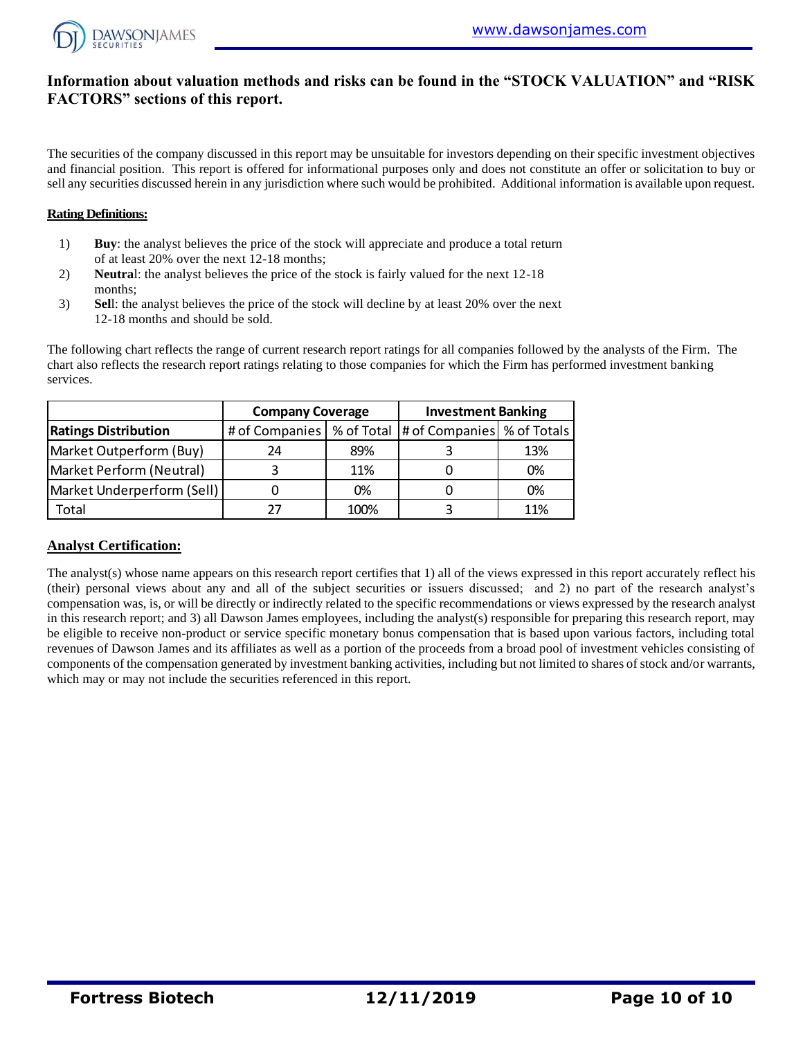**Information about valuation methods and risks can be found in the "STOCK VALUATION" and "RISK FACTORS" sections of this report.**

The securities of the company discussed in this report may be unsuitable for investors depending on their specific investment objectives and financial position. This report is offered for informational purposes only and does not constitute an offer or solicitation to buy or sell any securities discussed herein in any jurisdiction where such would be prohibited. Additional information is available upon request.

**Rating Definitions:**

1) **Buy**: the analyst believes the price of the stock will appreciate and produce a total return of at least 20% over the next 12-18 months;
2) **Neutral**: the analyst believes the price of the stock is fairly valued for the next 12-18 months;
3) **Sell**: the analyst believes the price of the stock will decline by at least 20% over the next 12-18 months and should be sold.

The following chart reflects the range of current research report ratings for all companies followed by the analysts of the Firm. The chart also reflects the research report ratings relating to those companies for which the Firm has performed investment banking services.

| | Company Coverage | | Investment Banking | |
|---|---|---|---|---|
| **Ratings Distribution** | # of Companies | % of Total | # of Companies | % of Totals |
| Market Outperform (Buy) | 24 | 89% | 3 | 13% |
| Market Perform (Neutral) | 3 | 11% | 0 | 0% |
| Market Underperform (Sell) | 0 | 0% | 0 | 0% |
| Total | 27 | 100% | 3 | 11% |

## Analyst Certification:

The analyst(s) whose name appears on this research report certifies that 1) all of the views expressed in this report accurately reflect his (their) personal views about any and all of the subject securities or issuers discussed; and 2) no part of the research analyst's compensation was, is, or will be directly or indirectly related to the specific recommendations or views expressed by the research analyst in this research report; and 3) all Dawson James employees, including the analyst(s) responsible for preparing this research report, may be eligible to receive non-product or service specific monetary bonus compensation that is based upon various factors, including total revenues of Dawson James and its affiliates as well as a portion of the proceeds from a broad pool of investment vehicles consisting of components of the compensation generated by investment banking activities, including but not limited to shares of stock and/or warrants, which may or may not include the securities referenced in this report.